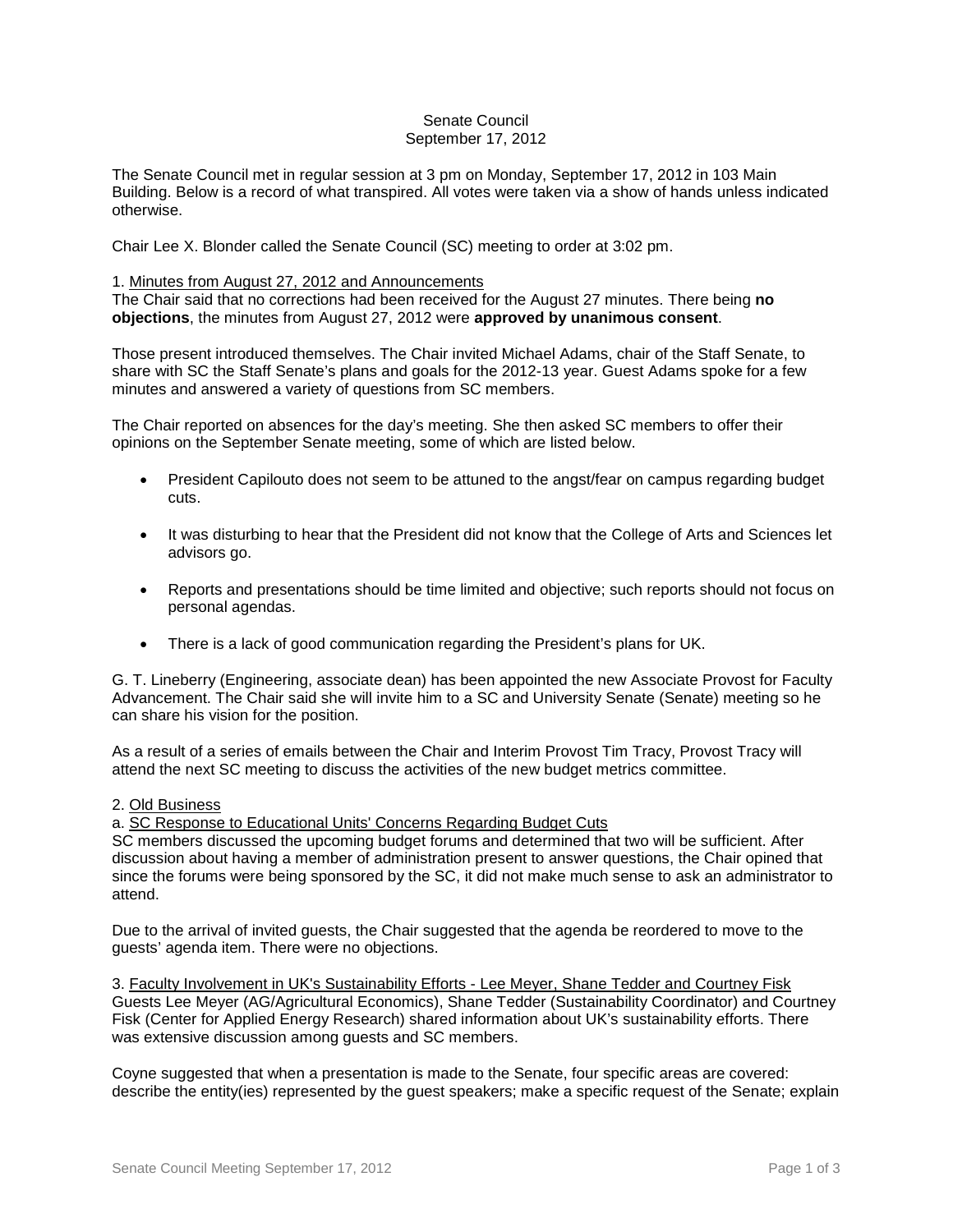# Senate Council
## September 17, 2012

The Senate Council met in regular session at 3 pm on Monday, September 17, 2012 in 103 Main Building. Below is a record of what transpired. All votes were taken via a show of hands unless indicated otherwise.

Chair Lee X. Blonder called the Senate Council (SC) meeting to order at 3:02 pm.

1. Minutes from August 27, 2012 and Announcements

The Chair said that no corrections had been received for the August 27 minutes. There being **no objections**, the minutes from August 27, 2012 were **approved by unanimous consent**.

Those present introduced themselves. The Chair invited Michael Adams, chair of the Staff Senate, to share with SC the Staff Senate's plans and goals for the 2012-13 year. Guest Adams spoke for a few minutes and answered a variety of questions from SC members.

The Chair reported on absences for the day's meeting. She then asked SC members to offer their opinions on the September Senate meeting, some of which are listed below.

- President Capilouto does not seem to be attuned to the angst/fear on campus regarding budget cuts.
- It was disturbing to hear that the President did not know that the College of Arts and Sciences let advisors go.
- Reports and presentations should be time limited and objective; such reports should not focus on personal agendas.
- There is a lack of good communication regarding the President's plans for UK.

G. T. Lineberry (Engineering, associate dean) has been appointed the new Associate Provost for Faculty Advancement. The Chair said she will invite him to a SC and University Senate (Senate) meeting so he can share his vision for the position.

As a result of a series of emails between the Chair and Interim Provost Tim Tracy, Provost Tracy will attend the next SC meeting to discuss the activities of the new budget metrics committee.

2. Old Business

a. SC Response to Educational Units' Concerns Regarding Budget Cuts

SC members discussed the upcoming budget forums and determined that two will be sufficient. After discussion about having a member of administration present to answer questions, the Chair opined that since the forums were being sponsored by the SC, it did not make much sense to ask an administrator to attend.

Due to the arrival of invited guests, the Chair suggested that the agenda be reordered to move to the guests' agenda item. There were no objections.

3. Faculty Involvement in UK's Sustainability Efforts - Lee Meyer, Shane Tedder and Courtney Fisk

Guests Lee Meyer (AG/Agricultural Economics), Shane Tedder (Sustainability Coordinator) and Courtney Fisk (Center for Applied Energy Research) shared information about UK's sustainability efforts. There was extensive discussion among guests and SC members.

Coyne suggested that when a presentation is made to the Senate, four specific areas are covered: describe the entity(ies) represented by the guest speakers; make a specific request of the Senate; explain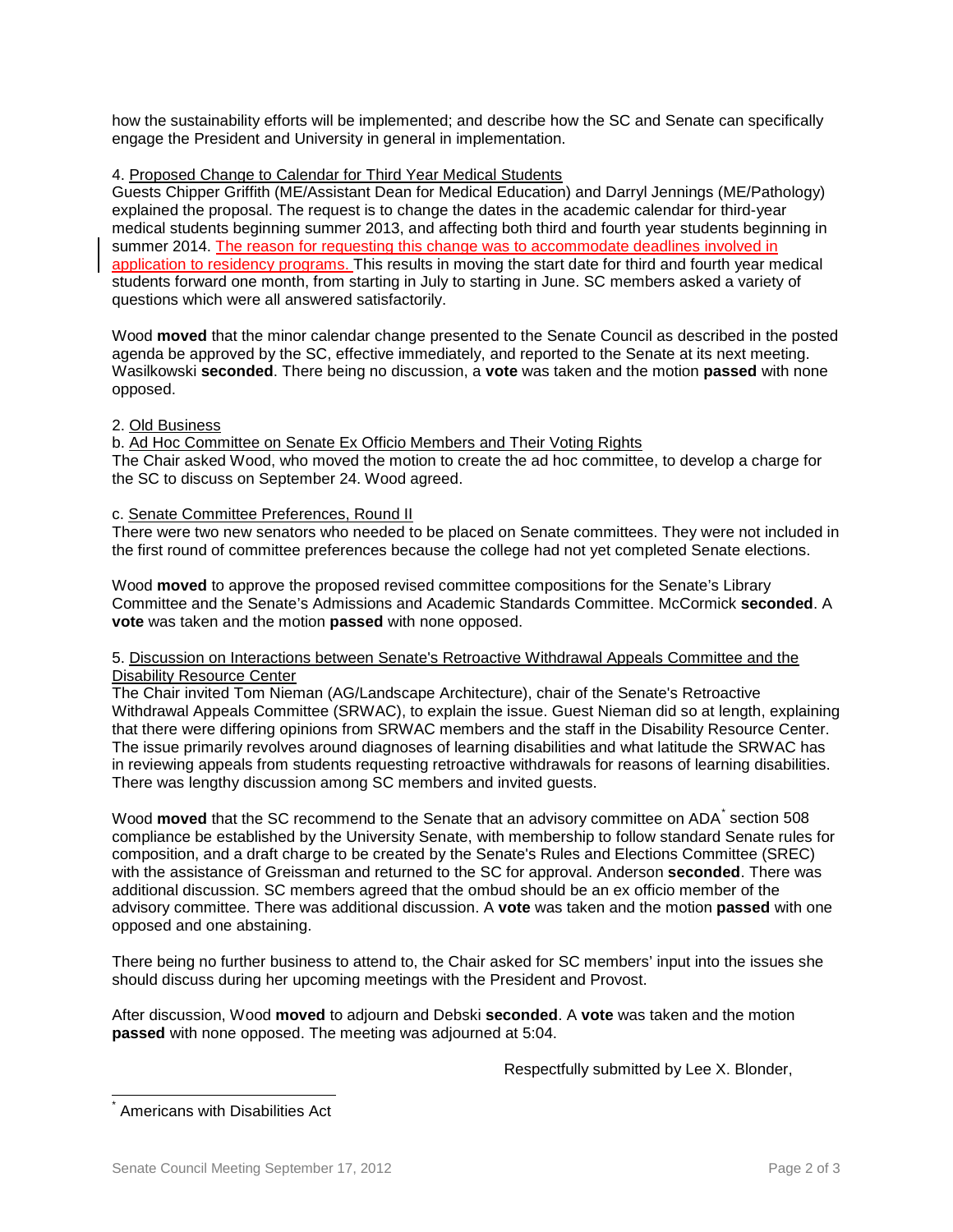how the sustainability efforts will be implemented; and describe how the SC and Senate can specifically engage the President and University in general in implementation.

4. Proposed Change to Calendar for Third Year Medical Students

Guests Chipper Griffith (ME/Assistant Dean for Medical Education) and Darryl Jennings (ME/Pathology) explained the proposal. The request is to change the dates in the academic calendar for third-year medical students beginning summer 2013, and affecting both third and fourth year students beginning in summer 2014. The reason for requesting this change was to accommodate deadlines involved in application to residency programs. This results in moving the start date for third and fourth year medical students forward one month, from starting in July to starting in June. SC members asked a variety of questions which were all answered satisfactorily.

Wood **moved** that the minor calendar change presented to the Senate Council as described in the posted agenda be approved by the SC, effective immediately, and reported to the Senate at its next meeting. Wasilkowski **seconded**. There being no discussion, a **vote** was taken and the motion **passed** with none opposed.

2. Old Business

b. Ad Hoc Committee on Senate Ex Officio Members and Their Voting Rights

The Chair asked Wood, who moved the motion to create the ad hoc committee, to develop a charge for the SC to discuss on September 24. Wood agreed.

c. Senate Committee Preferences, Round II

There were two new senators who needed to be placed on Senate committees. They were not included in the first round of committee preferences because the college had not yet completed Senate elections.

Wood **moved** to approve the proposed revised committee compositions for the Senate's Library Committee and the Senate's Admissions and Academic Standards Committee. McCormick **seconded**. A **vote** was taken and the motion **passed** with none opposed.

5. Discussion on Interactions between Senate's Retroactive Withdrawal Appeals Committee and the Disability Resource Center

The Chair invited Tom Nieman (AG/Landscape Architecture), chair of the Senate's Retroactive Withdrawal Appeals Committee (SRWAC), to explain the issue. Guest Nieman did so at length, explaining that there were differing opinions from SRWAC members and the staff in the Disability Resource Center. The issue primarily revolves around diagnoses of learning disabilities and what latitude the SRWAC has in reviewing appeals from students requesting retroactive withdrawals for reasons of learning disabilities. There was lengthy discussion among SC members and invited guests.

Wood **moved** that the SC recommend to the Senate that an advisory committee on ADA* section 508 compliance be established by the University Senate, with membership to follow standard Senate rules for composition, and a draft charge to be created by the Senate's Rules and Elections Committee (SREC) with the assistance of Greissman and returned to the SC for approval. Anderson **seconded**. There was additional discussion. SC members agreed that the ombud should be an ex officio member of the advisory committee. There was additional discussion. A **vote** was taken and the motion **passed** with one opposed and one abstaining.

There being no further business to attend to, the Chair asked for SC members' input into the issues she should discuss during her upcoming meetings with the President and Provost.

After discussion, Wood **moved** to adjourn and Debski **seconded**. A **vote** was taken and the motion **passed** with none opposed. The meeting was adjourned at 5:04.

Respectfully submitted by Lee X. Blonder,

* Americans with Disabilities Act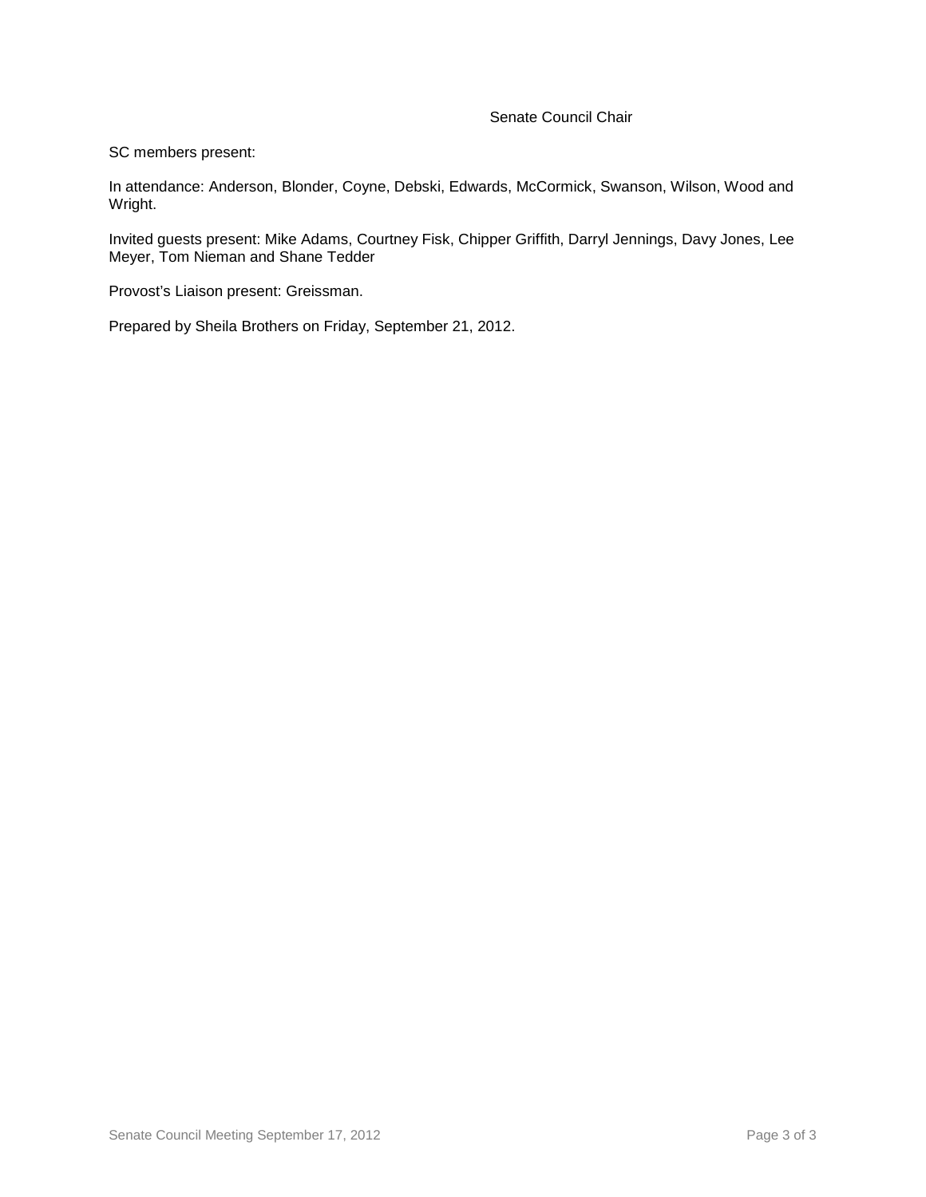Senate Council Chair

SC members present:

In attendance: Anderson, Blonder, Coyne, Debski, Edwards, McCormick, Swanson, Wilson, Wood and Wright.

Invited guests present: Mike Adams, Courtney Fisk, Chipper Griffith, Darryl Jennings, Davy Jones, Lee Meyer, Tom Nieman and Shane Tedder

Provost's Liaison present: Greissman.

Prepared by Sheila Brothers on Friday, September 21, 2012.